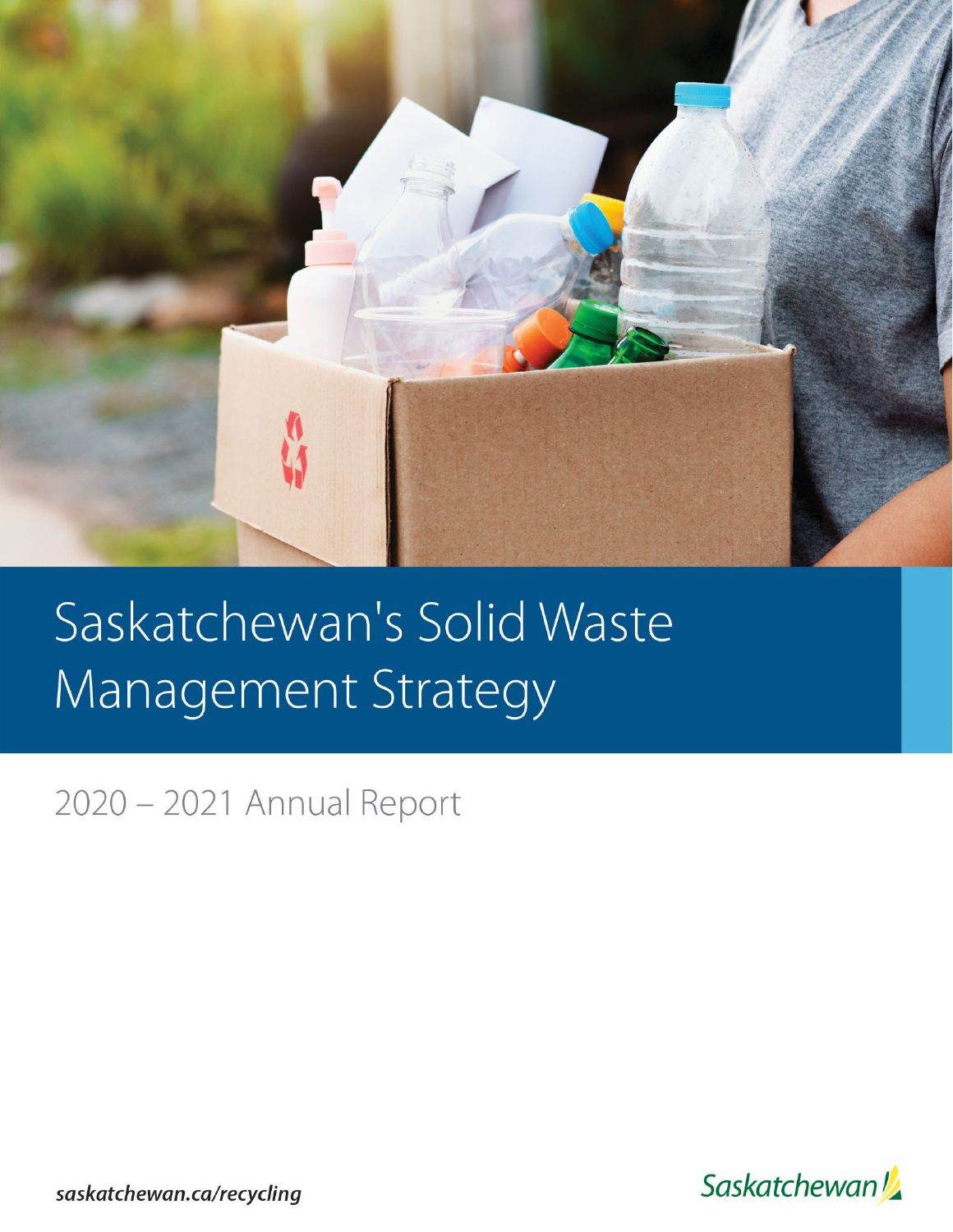# Saskatchewan's Solid Waste Management Strategy

2020 – 2021 Annual Report

*saskatchewan.ca/recycling*

Saskatchewan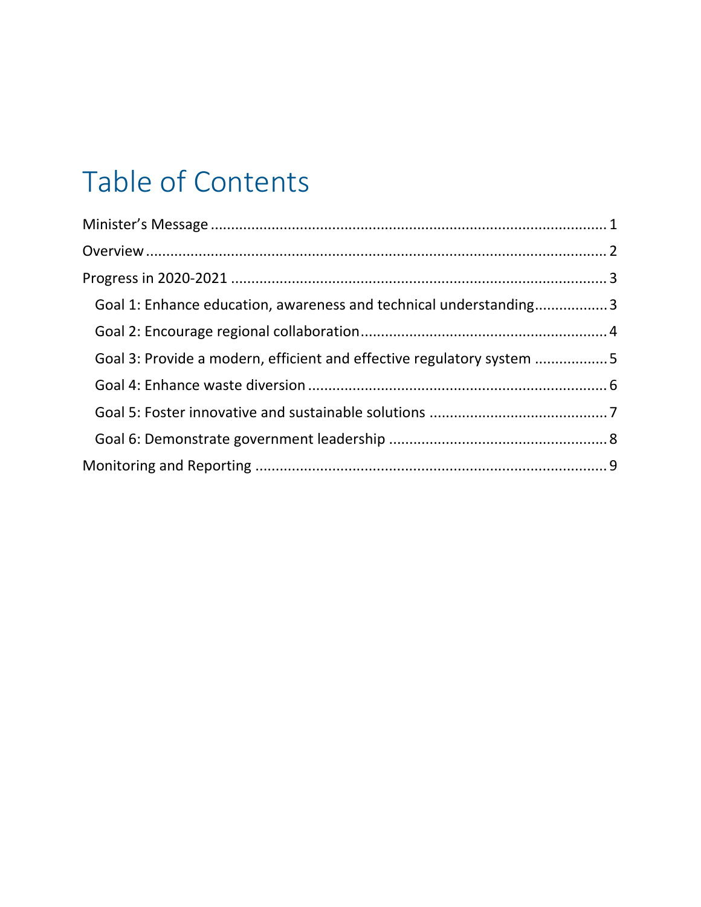# Table of Contents

Minister's Message ............................................................................................... 1

Overview ............................................................................................................ 2

Progress in 2020-2021 ........................................................................................ 3

- Goal 1: Enhance education, awareness and technical understanding .................. 3
- Goal 2: Encourage regional collaboration ............................................................ 4
- Goal 3: Provide a modern, efficient and effective regulatory system .................. 5
- Goal 4: Enhance waste diversion ......................................................................... 6
- Goal 5: Foster innovative and sustainable solutions ........................................... 7
- Goal 6: Demonstrate government leadership ...................................................... 8

Monitoring and Reporting ..................................................................................... 9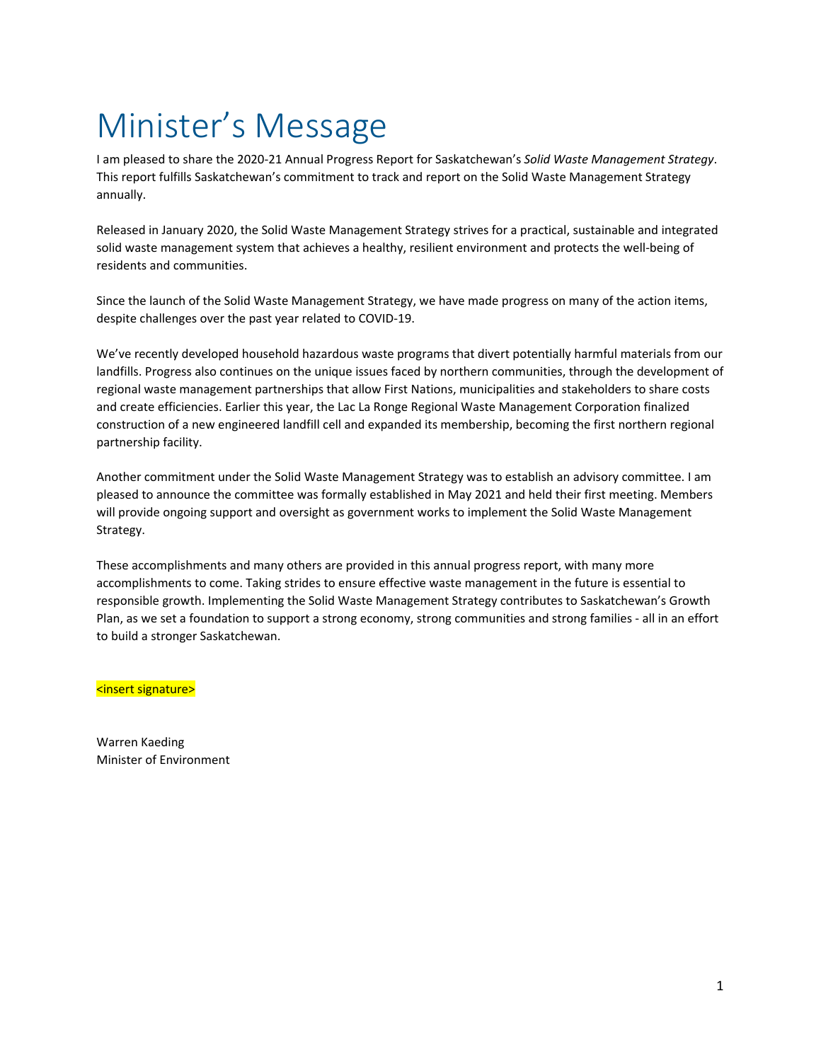# Minister's Message

I am pleased to share the 2020-21 Annual Progress Report for Saskatchewan's *Solid Waste Management Strategy*. This report fulfills Saskatchewan's commitment to track and report on the Solid Waste Management Strategy annually.

Released in January 2020, the Solid Waste Management Strategy strives for a practical, sustainable and integrated solid waste management system that achieves a healthy, resilient environment and protects the well-being of residents and communities.

Since the launch of the Solid Waste Management Strategy, we have made progress on many of the action items, despite challenges over the past year related to COVID-19.

We've recently developed household hazardous waste programs that divert potentially harmful materials from our landfills. Progress also continues on the unique issues faced by northern communities, through the development of regional waste management partnerships that allow First Nations, municipalities and stakeholders to share costs and create efficiencies. Earlier this year, the Lac La Ronge Regional Waste Management Corporation finalized construction of a new engineered landfill cell and expanded its membership, becoming the first northern regional partnership facility.

Another commitment under the Solid Waste Management Strategy was to establish an advisory committee. I am pleased to announce the committee was formally established in May 2021 and held their first meeting. Members will provide ongoing support and oversight as government works to implement the Solid Waste Management Strategy.

These accomplishments and many others are provided in this annual progress report, with many more accomplishments to come. Taking strides to ensure effective waste management in the future is essential to responsible growth. Implementing the Solid Waste Management Strategy contributes to Saskatchewan's Growth Plan, as we set a foundation to support a strong economy, strong communities and strong families - all in an effort to build a stronger Saskatchewan.

<insert signature>

Warren Kaeding
Minister of Environment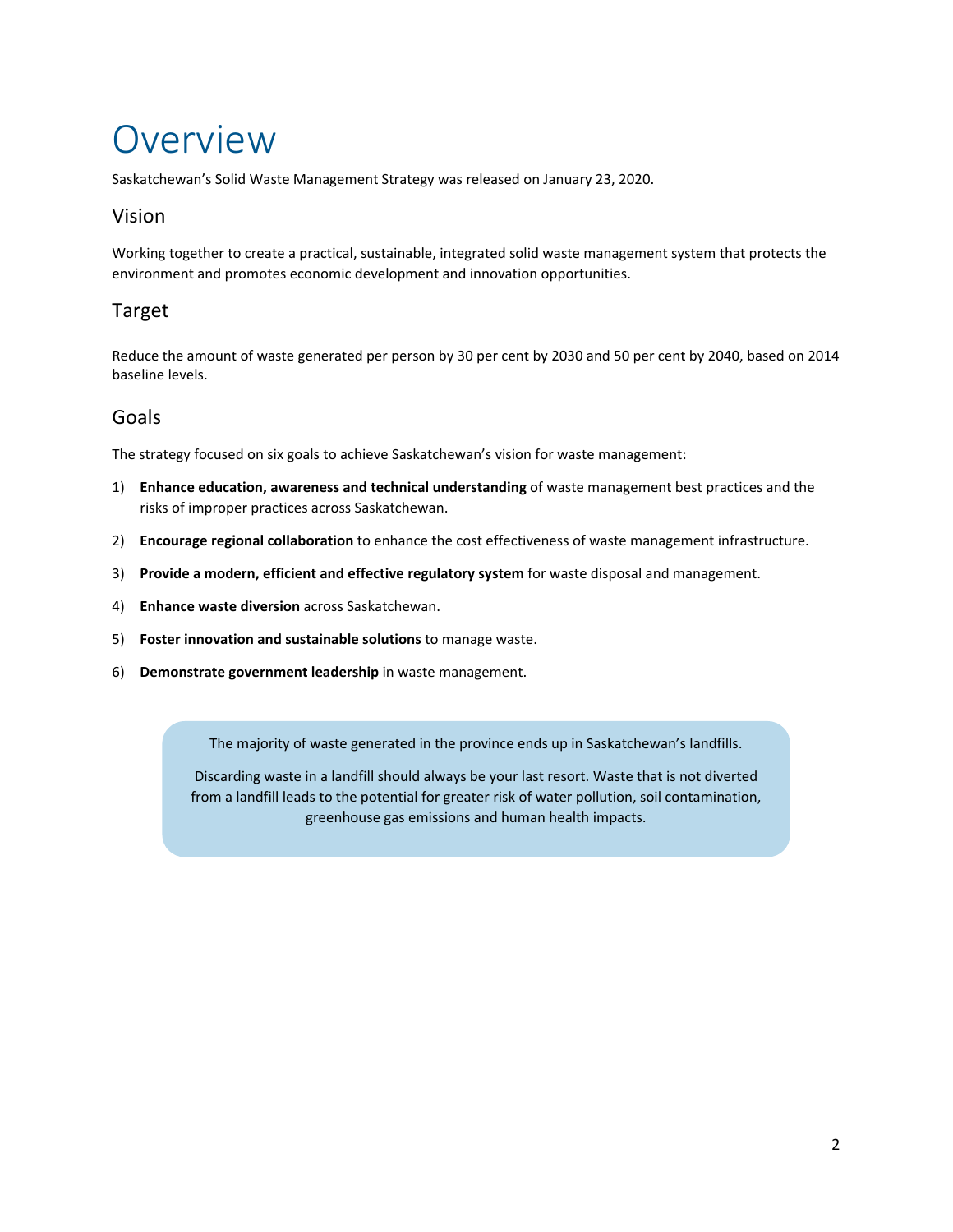# Overview

Saskatchewan's Solid Waste Management Strategy was released on January 23, 2020.

## Vision

Working together to create a practical, sustainable, integrated solid waste management system that protects the environment and promotes economic development and innovation opportunities.

## Target

Reduce the amount of waste generated per person by 30 per cent by 2030 and 50 per cent by 2040, based on 2014 baseline levels.

## Goals

The strategy focused on six goals to achieve Saskatchewan's vision for waste management:

1) **Enhance education, awareness and technical understanding** of waste management best practices and the risks of improper practices across Saskatchewan.
2) **Encourage regional collaboration** to enhance the cost effectiveness of waste management infrastructure.
3) **Provide a modern, efficient and effective regulatory system** for waste disposal and management.
4) **Enhance waste diversion** across Saskatchewan.
5) **Foster innovation and sustainable solutions** to manage waste.
6) **Demonstrate government leadership** in waste management.

> The majority of waste generated in the province ends up in Saskatchewan's landfills.
>
> Discarding waste in a landfill should always be your last resort. Waste that is not diverted from a landfill leads to the potential for greater risk of water pollution, soil contamination, greenhouse gas emissions and human health impacts.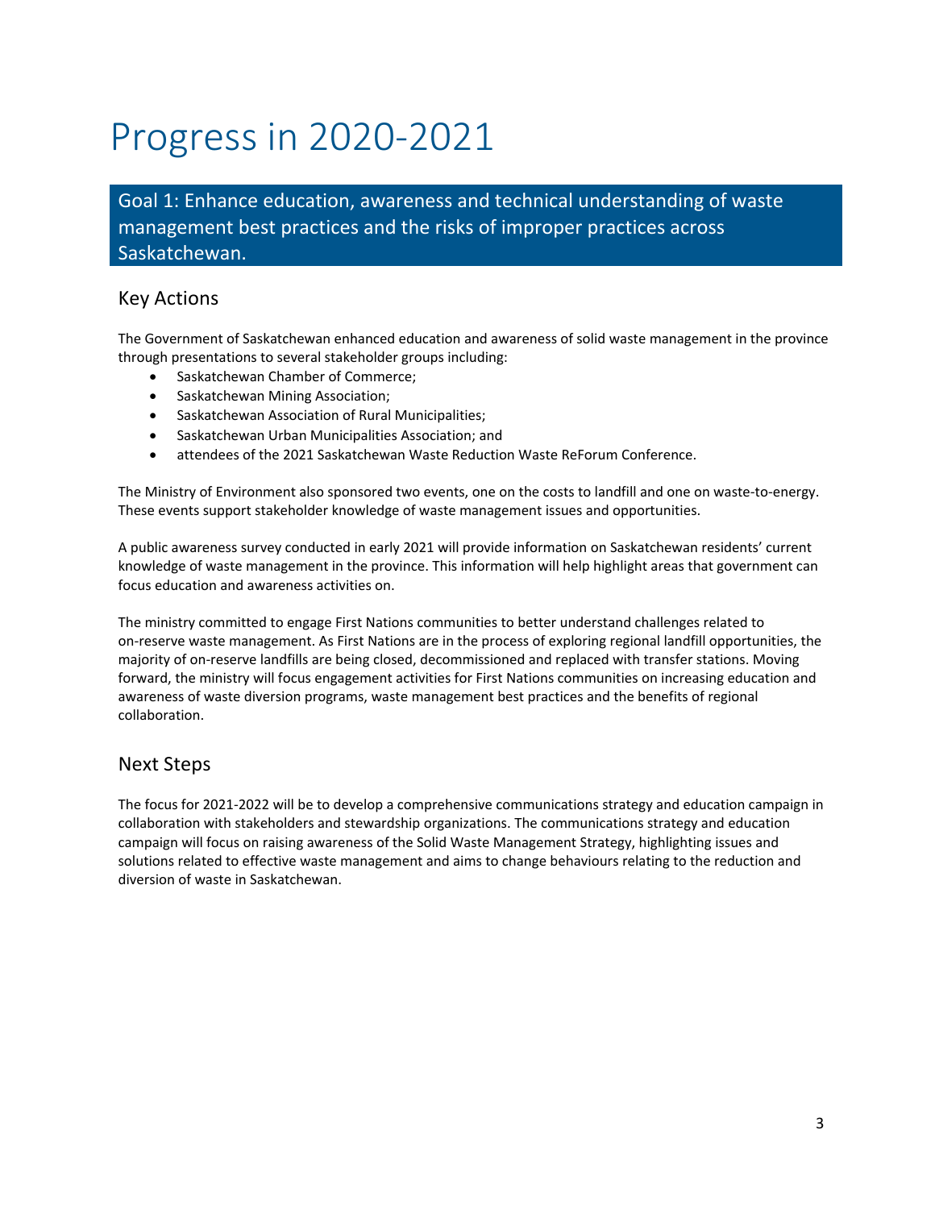# Progress in 2020-2021

## Goal 1: Enhance education, awareness and technical understanding of waste management best practices and the risks of improper practices across Saskatchewan.

### Key Actions

The Government of Saskatchewan enhanced education and awareness of solid waste management in the province through presentations to several stakeholder groups including:

- Saskatchewan Chamber of Commerce;
- Saskatchewan Mining Association;
- Saskatchewan Association of Rural Municipalities;
- Saskatchewan Urban Municipalities Association; and
- attendees of the 2021 Saskatchewan Waste Reduction Waste ReForum Conference.

The Ministry of Environment also sponsored two events, one on the costs to landfill and one on waste-to-energy. These events support stakeholder knowledge of waste management issues and opportunities.

A public awareness survey conducted in early 2021 will provide information on Saskatchewan residents' current knowledge of waste management in the province. This information will help highlight areas that government can focus education and awareness activities on.

The ministry committed to engage First Nations communities to better understand challenges related to on-reserve waste management. As First Nations are in the process of exploring regional landfill opportunities, the majority of on-reserve landfills are being closed, decommissioned and replaced with transfer stations. Moving forward, the ministry will focus engagement activities for First Nations communities on increasing education and awareness of waste diversion programs, waste management best practices and the benefits of regional collaboration.

### Next Steps

The focus for 2021-2022 will be to develop a comprehensive communications strategy and education campaign in collaboration with stakeholders and stewardship organizations. The communications strategy and education campaign will focus on raising awareness of the Solid Waste Management Strategy, highlighting issues and solutions related to effective waste management and aims to change behaviours relating to the reduction and diversion of waste in Saskatchewan.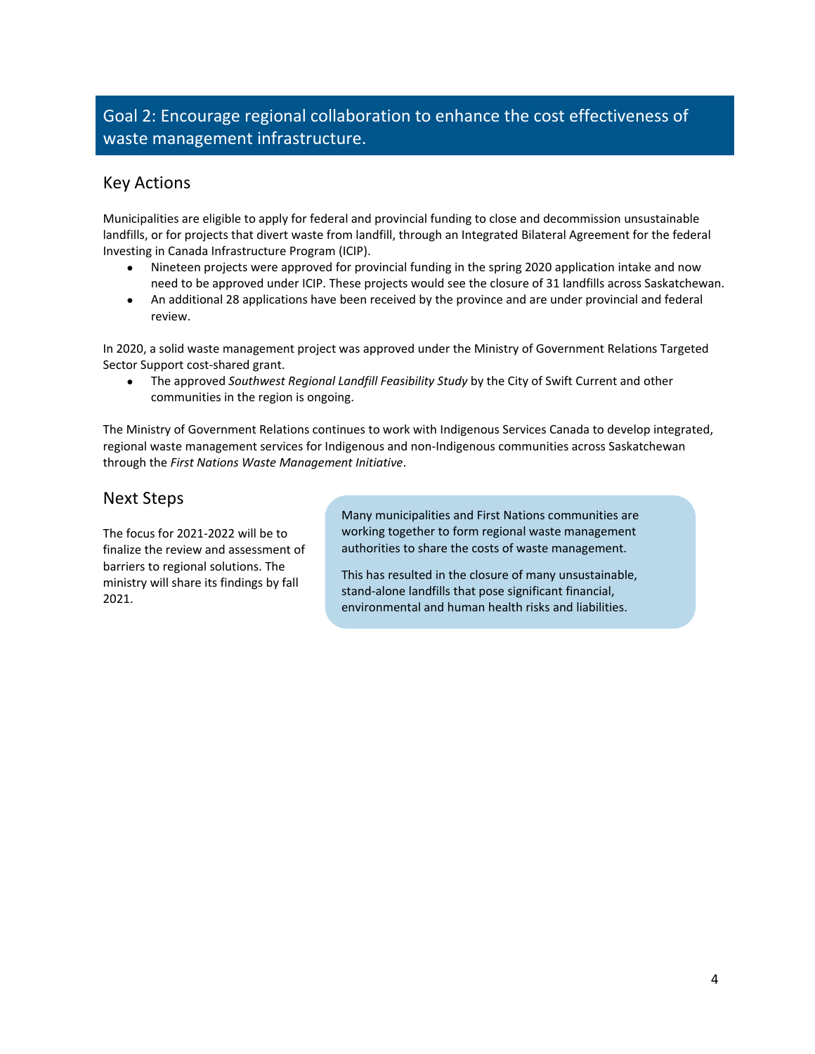## Goal 2: Encourage regional collaboration to enhance the cost effectiveness of waste management infrastructure.

### Key Actions

Municipalities are eligible to apply for federal and provincial funding to close and decommission unsustainable landfills, or for projects that divert waste from landfill, through an Integrated Bilateral Agreement for the federal Investing in Canada Infrastructure Program (ICIP).

- Nineteen projects were approved for provincial funding in the spring 2020 application intake and now need to be approved under ICIP. These projects would see the closure of 31 landfills across Saskatchewan.
- An additional 28 applications have been received by the province and are under provincial and federal review.

In 2020, a solid waste management project was approved under the Ministry of Government Relations Targeted Sector Support cost-shared grant.

- The approved *Southwest Regional Landfill Feasibility Study* by the City of Swift Current and other communities in the region is ongoing.

The Ministry of Government Relations continues to work with Indigenous Services Canada to develop integrated, regional waste management services for Indigenous and non-Indigenous communities across Saskatchewan through the *First Nations Waste Management Initiative*.

### Next Steps

The focus for 2021-2022 will be to finalize the review and assessment of barriers to regional solutions. The ministry will share its findings by fall 2021.

Many municipalities and First Nations communities are working together to form regional waste management authorities to share the costs of waste management.

This has resulted in the closure of many unsustainable, stand-alone landfills that pose significant financial, environmental and human health risks and liabilities.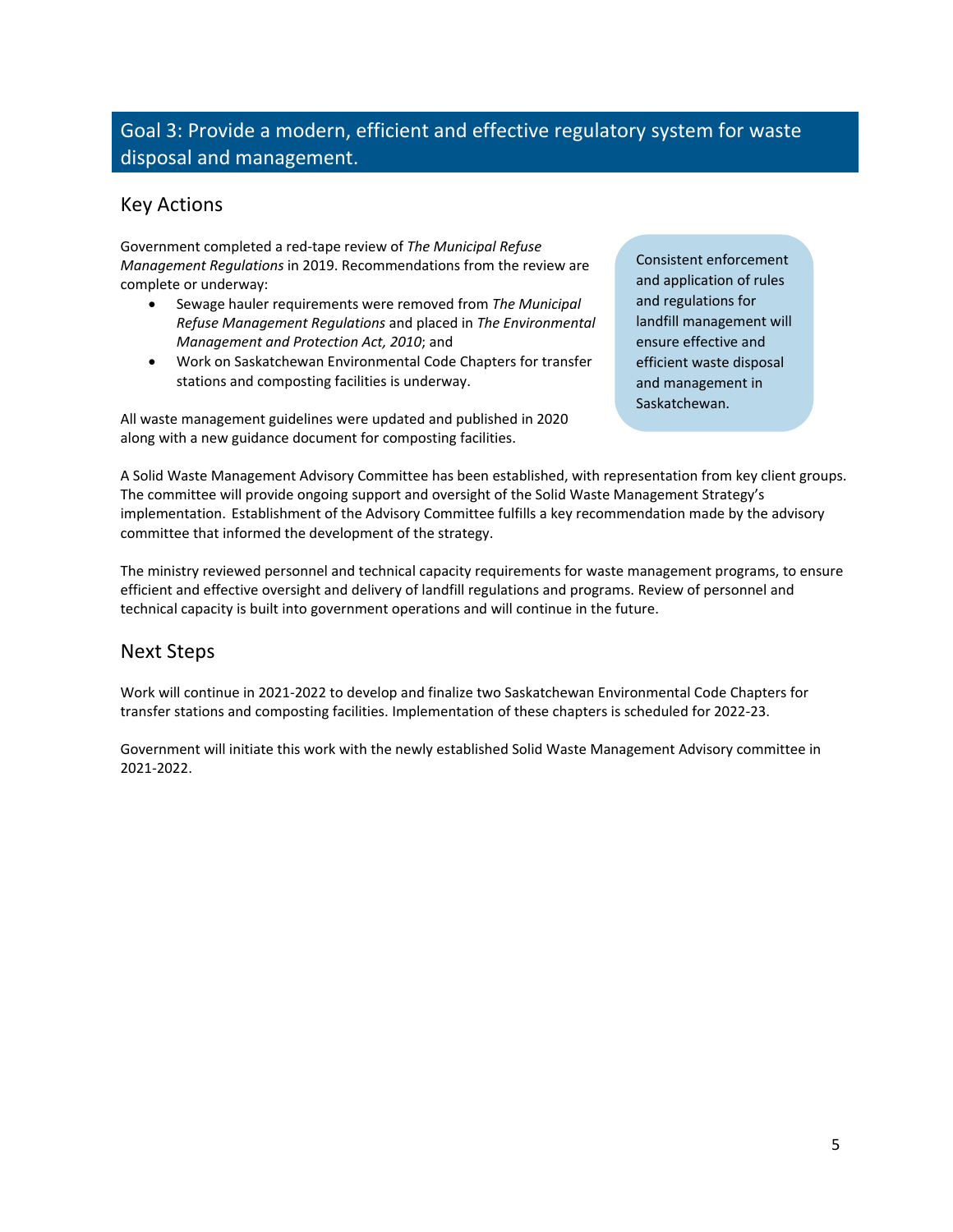## Goal 3: Provide a modern, efficient and effective regulatory system for waste disposal and management.

### Key Actions

Government completed a red-tape review of *The Municipal Refuse Management Regulations* in 2019. Recommendations from the review are complete or underway:

- Sewage hauler requirements were removed from *The Municipal Refuse Management Regulations* and placed in *The Environmental Management and Protection Act, 2010*; and
- Work on Saskatchewan Environmental Code Chapters for transfer stations and composting facilities is underway.

All waste management guidelines were updated and published in 2020 along with a new guidance document for composting facilities.

> Consistent enforcement and application of rules and regulations for landfill management will ensure effective and efficient waste disposal and management in Saskatchewan.

A Solid Waste Management Advisory Committee has been established, with representation from key client groups. The committee will provide ongoing support and oversight of the Solid Waste Management Strategy's implementation. Establishment of the Advisory Committee fulfills a key recommendation made by the advisory committee that informed the development of the strategy.

The ministry reviewed personnel and technical capacity requirements for waste management programs, to ensure efficient and effective oversight and delivery of landfill regulations and programs. Review of personnel and technical capacity is built into government operations and will continue in the future.

### Next Steps

Work will continue in 2021-2022 to develop and finalize two Saskatchewan Environmental Code Chapters for transfer stations and composting facilities. Implementation of these chapters is scheduled for 2022-23.

Government will initiate this work with the newly established Solid Waste Management Advisory committee in 2021-2022.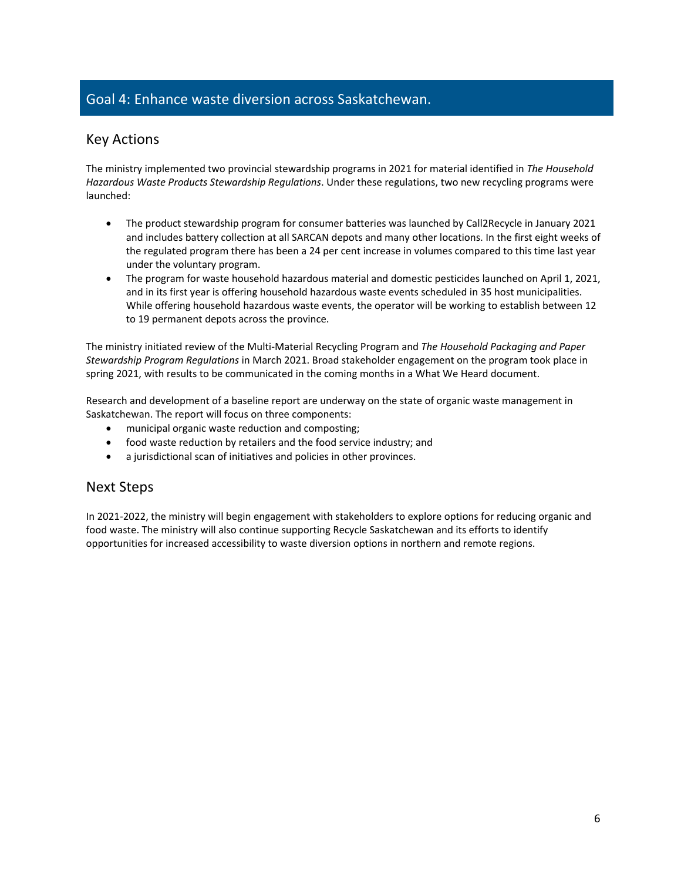## Goal 4: Enhance waste diversion across Saskatchewan.

### Key Actions

The ministry implemented two provincial stewardship programs in 2021 for material identified in *The Household Hazardous Waste Products Stewardship Regulations*. Under these regulations, two new recycling programs were launched:

- The product stewardship program for consumer batteries was launched by Call2Recycle in January 2021 and includes battery collection at all SARCAN depots and many other locations. In the first eight weeks of the regulated program there has been a 24 per cent increase in volumes compared to this time last year under the voluntary program.
- The program for waste household hazardous material and domestic pesticides launched on April 1, 2021, and in its first year is offering household hazardous waste events scheduled in 35 host municipalities. While offering household hazardous waste events, the operator will be working to establish between 12 to 19 permanent depots across the province.

The ministry initiated review of the Multi-Material Recycling Program and *The Household Packaging and Paper Stewardship Program Regulations* in March 2021. Broad stakeholder engagement on the program took place in spring 2021, with results to be communicated in the coming months in a What We Heard document.

Research and development of a baseline report are underway on the state of organic waste management in Saskatchewan. The report will focus on three components:

- municipal organic waste reduction and composting;
- food waste reduction by retailers and the food service industry; and
- a jurisdictional scan of initiatives and policies in other provinces.

### Next Steps

In 2021-2022, the ministry will begin engagement with stakeholders to explore options for reducing organic and food waste. The ministry will also continue supporting Recycle Saskatchewan and its efforts to identify opportunities for increased accessibility to waste diversion options in northern and remote regions.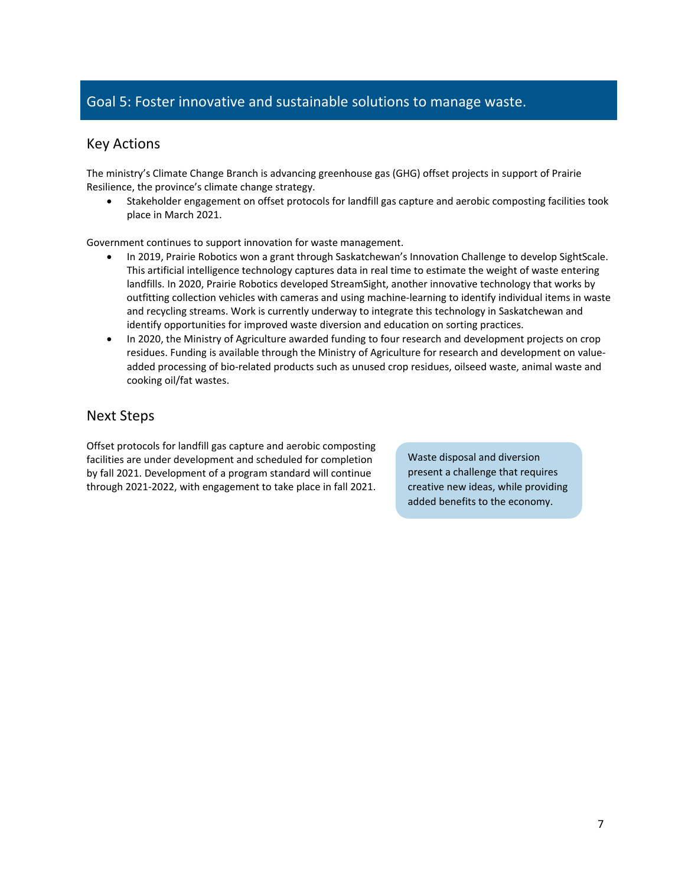## Goal 5: Foster innovative and sustainable solutions to manage waste.

### Key Actions

The ministry's Climate Change Branch is advancing greenhouse gas (GHG) offset projects in support of Prairie Resilience, the province's climate change strategy.

- Stakeholder engagement on offset protocols for landfill gas capture and aerobic composting facilities took place in March 2021.

Government continues to support innovation for waste management.

- In 2019, Prairie Robotics won a grant through Saskatchewan's Innovation Challenge to develop SightScale. This artificial intelligence technology captures data in real time to estimate the weight of waste entering landfills. In 2020, Prairie Robotics developed StreamSight, another innovative technology that works by outfitting collection vehicles with cameras and using machine-learning to identify individual items in waste and recycling streams. Work is currently underway to integrate this technology in Saskatchewan and identify opportunities for improved waste diversion and education on sorting practices.
- In 2020, the Ministry of Agriculture awarded funding to four research and development projects on crop residues. Funding is available through the Ministry of Agriculture for research and development on value-added processing of bio-related products such as unused crop residues, oilseed waste, animal waste and cooking oil/fat wastes.

### Next Steps

Offset protocols for landfill gas capture and aerobic composting facilities are under development and scheduled for completion by fall 2021. Development of a program standard will continue through 2021-2022, with engagement to take place in fall 2021.

> Waste disposal and diversion present a challenge that requires creative new ideas, while providing added benefits to the economy.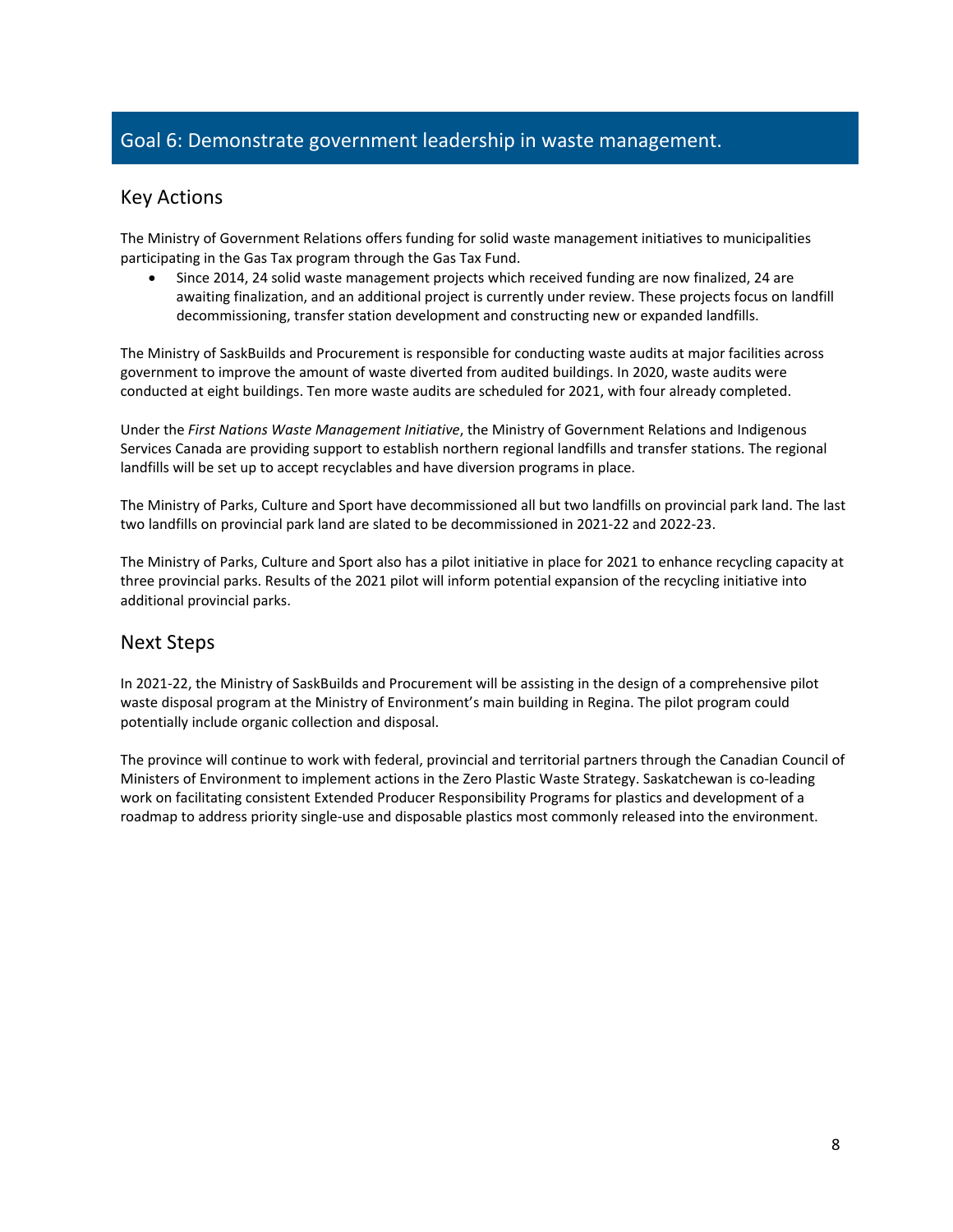## Goal 6: Demonstrate government leadership in waste management.

### Key Actions

The Ministry of Government Relations offers funding for solid waste management initiatives to municipalities participating in the Gas Tax program through the Gas Tax Fund.

- Since 2014, 24 solid waste management projects which received funding are now finalized, 24 are awaiting finalization, and an additional project is currently under review. These projects focus on landfill decommissioning, transfer station development and constructing new or expanded landfills.

The Ministry of SaskBuilds and Procurement is responsible for conducting waste audits at major facilities across government to improve the amount of waste diverted from audited buildings. In 2020, waste audits were conducted at eight buildings. Ten more waste audits are scheduled for 2021, with four already completed.

Under the *First Nations Waste Management Initiative*, the Ministry of Government Relations and Indigenous Services Canada are providing support to establish northern regional landfills and transfer stations. The regional landfills will be set up to accept recyclables and have diversion programs in place.

The Ministry of Parks, Culture and Sport have decommissioned all but two landfills on provincial park land. The last two landfills on provincial park land are slated to be decommissioned in 2021-22 and 2022-23.

The Ministry of Parks, Culture and Sport also has a pilot initiative in place for 2021 to enhance recycling capacity at three provincial parks. Results of the 2021 pilot will inform potential expansion of the recycling initiative into additional provincial parks.

### Next Steps

In 2021-22, the Ministry of SaskBuilds and Procurement will be assisting in the design of a comprehensive pilot waste disposal program at the Ministry of Environment's main building in Regina. The pilot program could potentially include organic collection and disposal.

The province will continue to work with federal, provincial and territorial partners through the Canadian Council of Ministers of Environment to implement actions in the Zero Plastic Waste Strategy. Saskatchewan is co-leading work on facilitating consistent Extended Producer Responsibility Programs for plastics and development of a roadmap to address priority single-use and disposable plastics most commonly released into the environment.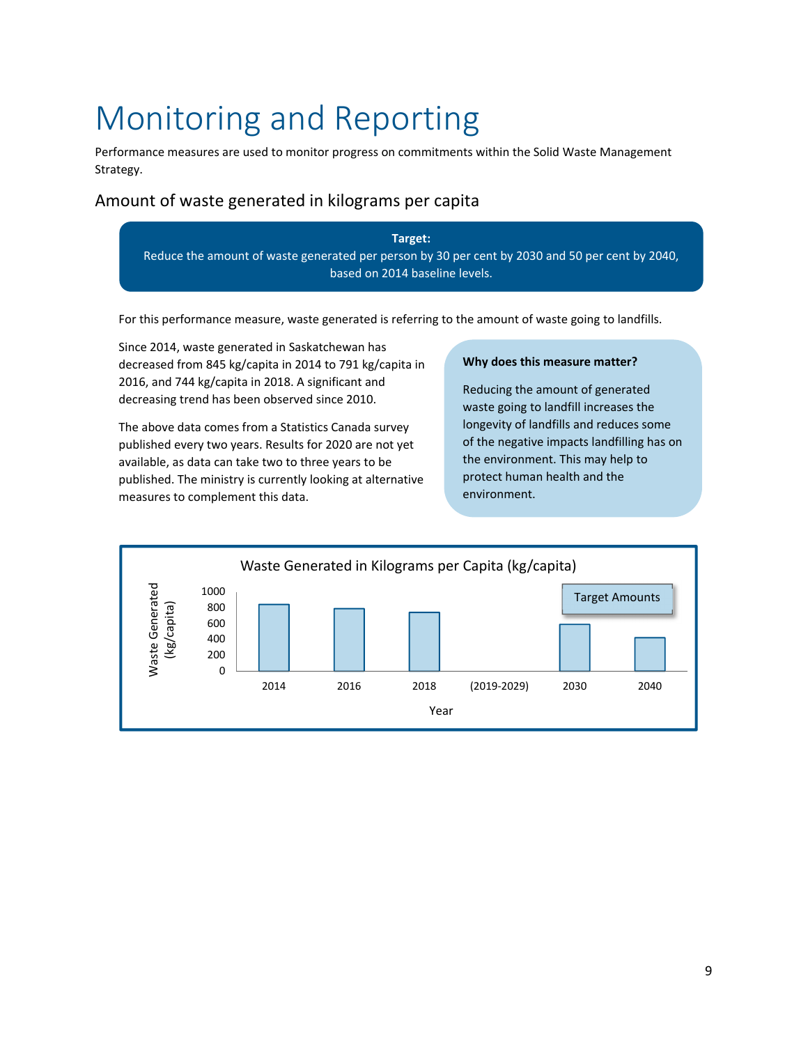# Monitoring and Reporting

Performance measures are used to monitor progress on commitments within the Solid Waste Management Strategy.

## Amount of waste generated in kilograms per capita

**Target:**
Reduce the amount of waste generated per person by 30 per cent by 2030 and 50 per cent by 2040, based on 2014 baseline levels.

For this performance measure, waste generated is referring to the amount of waste going to landfills.

Since 2014, waste generated in Saskatchewan has decreased from 845 kg/capita in 2014 to 791 kg/capita in 2016, and 744 kg/capita in 2018. A significant and decreasing trend has been observed since 2010.

The above data comes from a Statistics Canada survey published every two years. Results for 2020 are not yet available, as data can take two to three years to be published. The ministry is currently looking at alternative measures to complement this data.

**Why does this measure matter?**

Reducing the amount of generated waste going to landfill increases the longevity of landfills and reduces some of the negative impacts landfilling has on the environment. This may help to protect human health and the environment.

Waste Generated in Kilograms per Capita (kg/capita)

Waste Generated (kg/capita)

1000
800
600
400
200
0

2014 2016 2018 (2019-2029) 2030 2040

Target Amounts

Year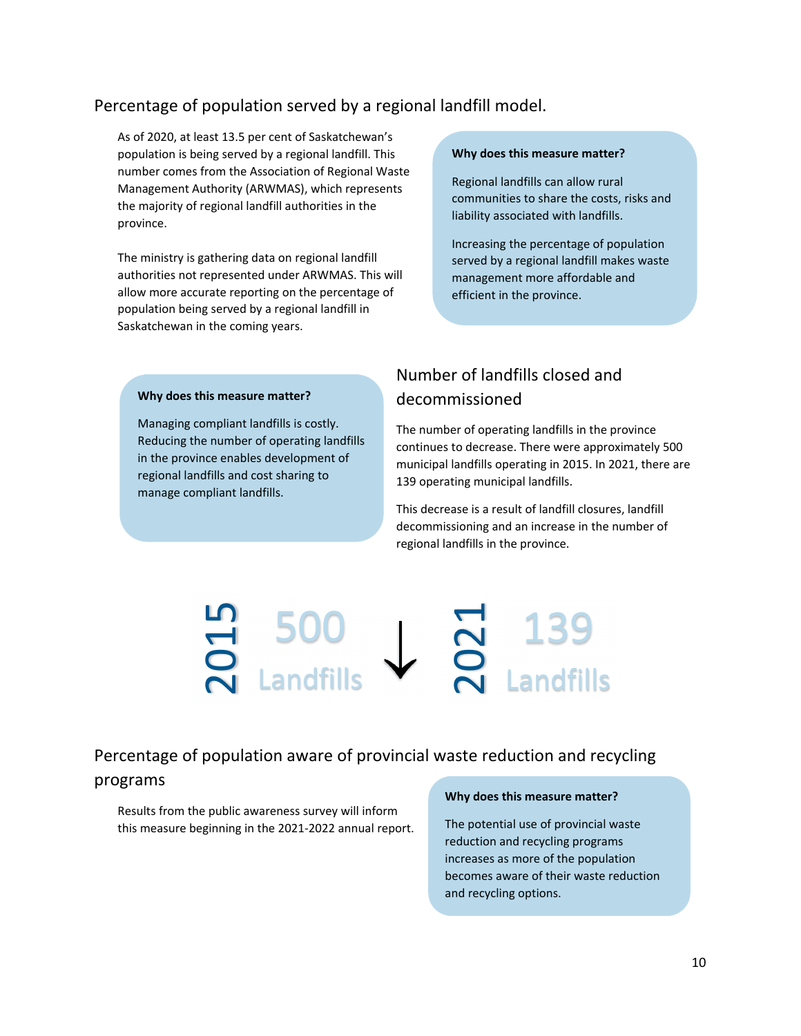## Percentage of population served by a regional landfill model.

As of 2020, at least 13.5 per cent of Saskatchewan's population is being served by a regional landfill. This number comes from the Association of Regional Waste Management Authority (ARWMAS), which represents the majority of regional landfill authorities in the province.

The ministry is gathering data on regional landfill authorities not represented under ARWMAS. This will allow more accurate reporting on the percentage of population being served by a regional landfill in Saskatchewan in the coming years.

**Why does this measure matter?**

Regional landfills can allow rural communities to share the costs, risks and liability associated with landfills.

Increasing the percentage of population served by a regional landfill makes waste management more affordable and efficient in the province.

## Number of landfills closed and decommissioned

The number of operating landfills in the province continues to decrease. There were approximately 500 municipal landfills operating in 2015. In 2021, there are 139 operating municipal landfills.

This decrease is a result of landfill closures, landfill decommissioning and an increase in the number of regional landfills in the province.

**Why does this measure matter?**

Managing compliant landfills is costly. Reducing the number of operating landfills in the province enables development of regional landfills and cost sharing to manage compliant landfills.

2015 500 Landfills ↓ 2021 139 Landfills

## Percentage of population aware of provincial waste reduction and recycling programs

Results from the public awareness survey will inform this measure beginning in the 2021-2022 annual report.

**Why does this measure matter?**

The potential use of provincial waste reduction and recycling programs increases as more of the population becomes aware of their waste reduction and recycling options.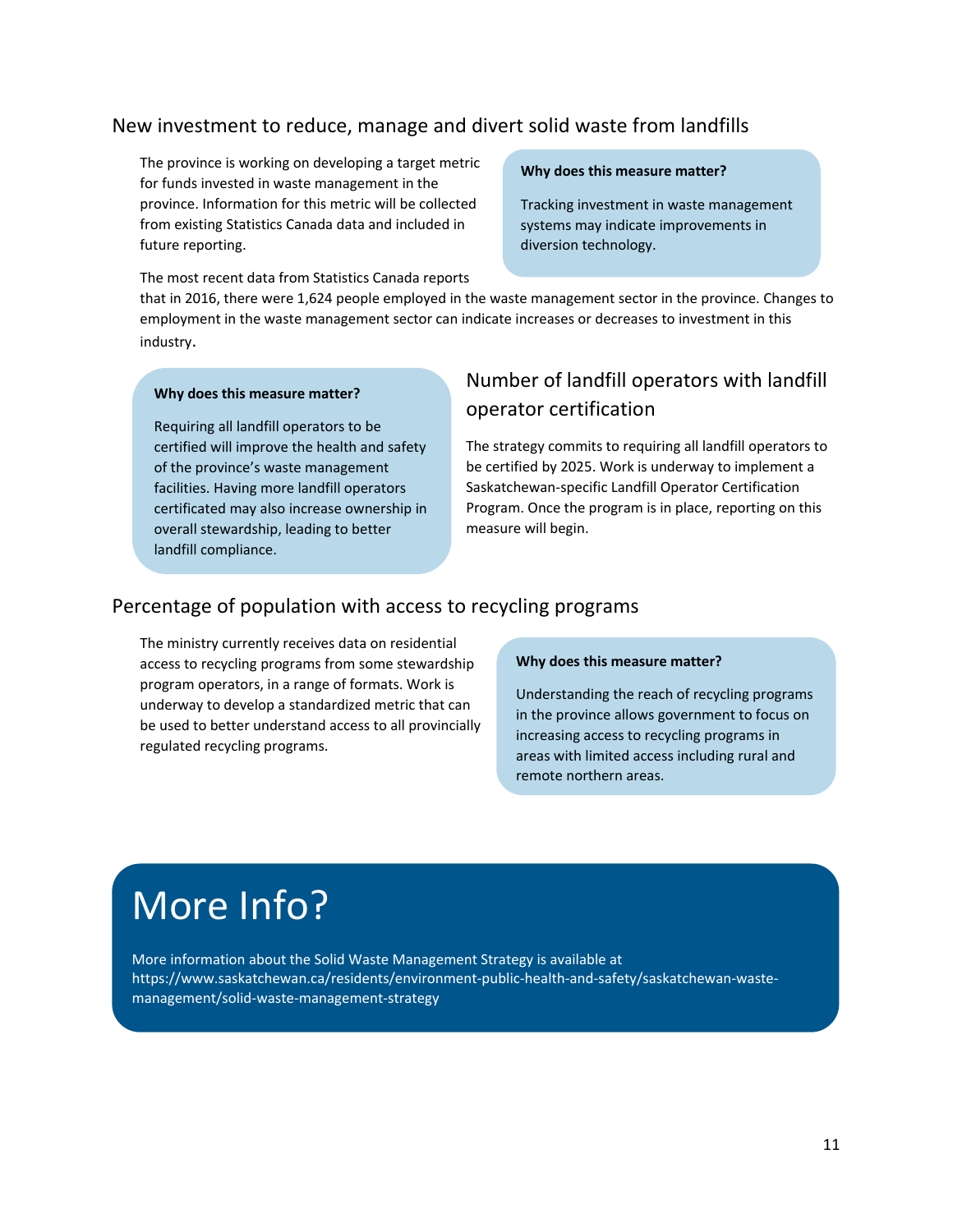## New investment to reduce, manage and divert solid waste from landfills

The province is working on developing a target metric for funds invested in waste management in the province. Information for this metric will be collected from existing Statistics Canada data and included in future reporting.

**Why does this measure matter?**

Tracking investment in waste management systems may indicate improvements in diversion technology.

The most recent data from Statistics Canada reports that in 2016, there were 1,624 people employed in the waste management sector in the province. Changes to employment in the waste management sector can indicate increases or decreases to investment in this industry.

## Number of landfill operators with landfill operator certification

The strategy commits to requiring all landfill operators to be certified by 2025. Work is underway to implement a Saskatchewan-specific Landfill Operator Certification Program. Once the program is in place, reporting on this measure will begin.

**Why does this measure matter?**

Requiring all landfill operators to be certified will improve the health and safety of the province's waste management facilities. Having more landfill operators certificated may also increase ownership in overall stewardship, leading to better landfill compliance.

## Percentage of population with access to recycling programs

The ministry currently receives data on residential access to recycling programs from some stewardship program operators, in a range of formats. Work is underway to develop a standardized metric that can be used to better understand access to all provincially regulated recycling programs.

**Why does this measure matter?**

Understanding the reach of recycling programs in the province allows government to focus on increasing access to recycling programs in areas with limited access including rural and remote northern areas.

# More Info?

More information about the Solid Waste Management Strategy is available at https://www.saskatchewan.ca/residents/environment-public-health-and-safety/saskatchewan-waste-management/solid-waste-management-strategy